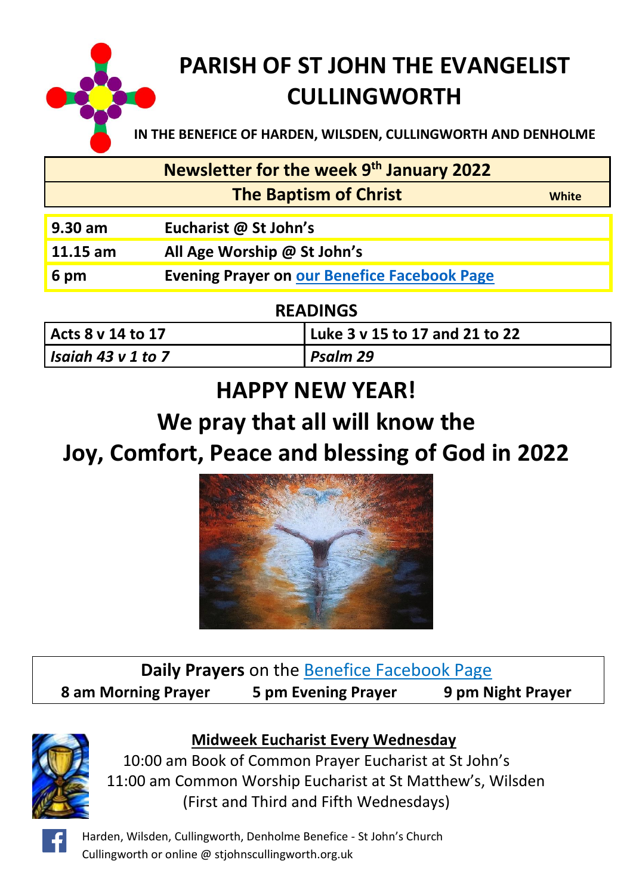# PARISH OF ST JOHN THE EVANGELIST CULLINGWORTH

**IN THE BENEFICE OF HARDEN, WILSDEN, CULLINGWORTH AND DENHOLME**

| Newsletter for the week 9th January 2022 | |
|---|---|
| **The Baptism of Christ** | **White** |

| | |
|---|---|
| **9.30 am** | **Eucharist @ St John's** |
| **11.15 am** | **All Age Worship @ St John's** |
| **6 pm** | **Evening Prayer on our Benefice Facebook Page** |

## READINGS

| | |
|---|---|
| **Acts 8 v 14 to 17** | **Luke 3 v 15 to 17 and 21 to 22** |
| ***Isaiah 43 v 1 to 7*** | ***Psalm 29*** |

# HAPPY NEW YEAR!

## We pray that all will know the Joy, Comfort, Peace and blessing of God in 2022

**Daily Prayers** on the Benefice Facebook Page

**8 am Morning Prayer** **5 pm Evening Prayer** **9 pm Night Prayer**

**Midweek Eucharist Every Wednesday**

10:00 am Book of Common Prayer Eucharist at St John's
11:00 am Common Worship Eucharist at St Matthew's, Wilsden
(First and Third and Fifth Wednesdays)

Harden, Wilsden, Cullingworth, Denholme Benefice - St John's Church Cullingworth or online @ stjohnscullingworth.org.uk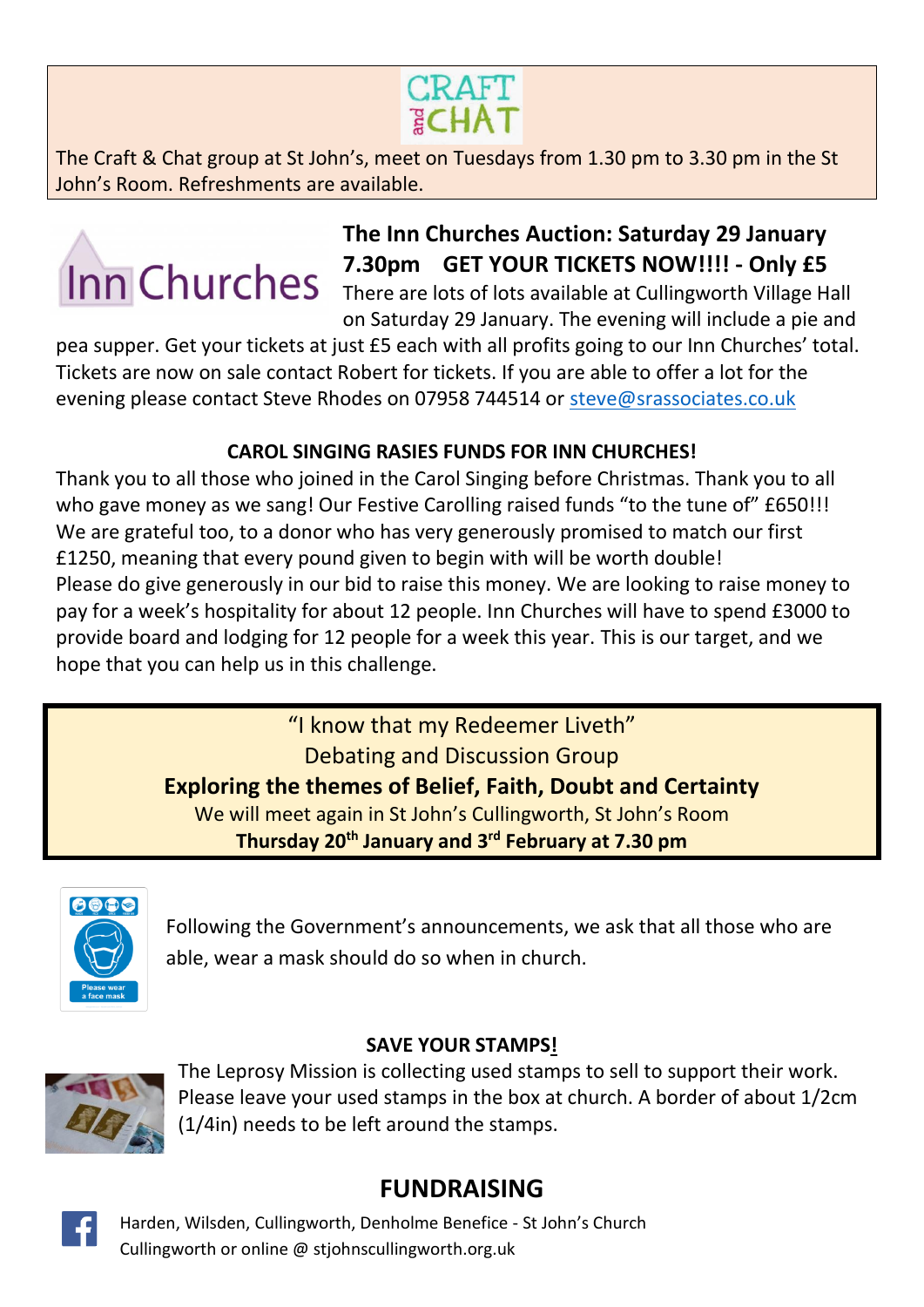The Craft & Chat group at St John's, meet on Tuesdays from 1.30 pm to 3.30 pm in the St John's Room. Refreshments are available.

**The Inn Churches Auction: Saturday 29 January 7.30pm GET YOUR TICKETS NOW!!!! - Only £5**

There are lots of lots available at Cullingworth Village Hall on Saturday 29 January. The evening will include a pie and pea supper. Get your tickets at just £5 each with all profits going to our Inn Churches' total. Tickets are now on sale contact Robert for tickets. If you are able to offer a lot for the evening please contact Steve Rhodes on 07958 744514 or steve@srassociates.co.uk

**CAROL SINGING RASIES FUNDS FOR INN CHURCHES!**

Thank you to all those who joined in the Carol Singing before Christmas. Thank you to all who gave money as we sang! Our Festive Carolling raised funds "to the tune of" £650!!! We are grateful too, to a donor who has very generously promised to match our first £1250, meaning that every pound given to begin with will be worth double!
Please do give generously in our bid to raise this money. We are looking to raise money to pay for a week's hospitality for about 12 people. Inn Churches will have to spend £3000 to provide board and lodging for 12 people for a week this year. This is our target, and we hope that you can help us in this challenge.

"I know that my Redeemer Liveth"
Debating and Discussion Group
**Exploring the themes of Belief, Faith, Doubt and Certainty**
We will meet again in St John's Cullingworth, St John's Room
**Thursday 20th January and 3rd February at 7.30 pm**

Following the Government's announcements, we ask that all those who are able, wear a mask should do so when in church.

**SAVE YOUR STAMPS!**

The Leprosy Mission is collecting used stamps to sell to support their work. Please leave your used stamps in the box at church. A border of about 1/2cm (1/4in) needs to be left around the stamps.

## FUNDRAISING

Harden, Wilsden, Cullingworth, Denholme Benefice - St John's Church Cullingworth or online @ stjohnscullingworth.org.uk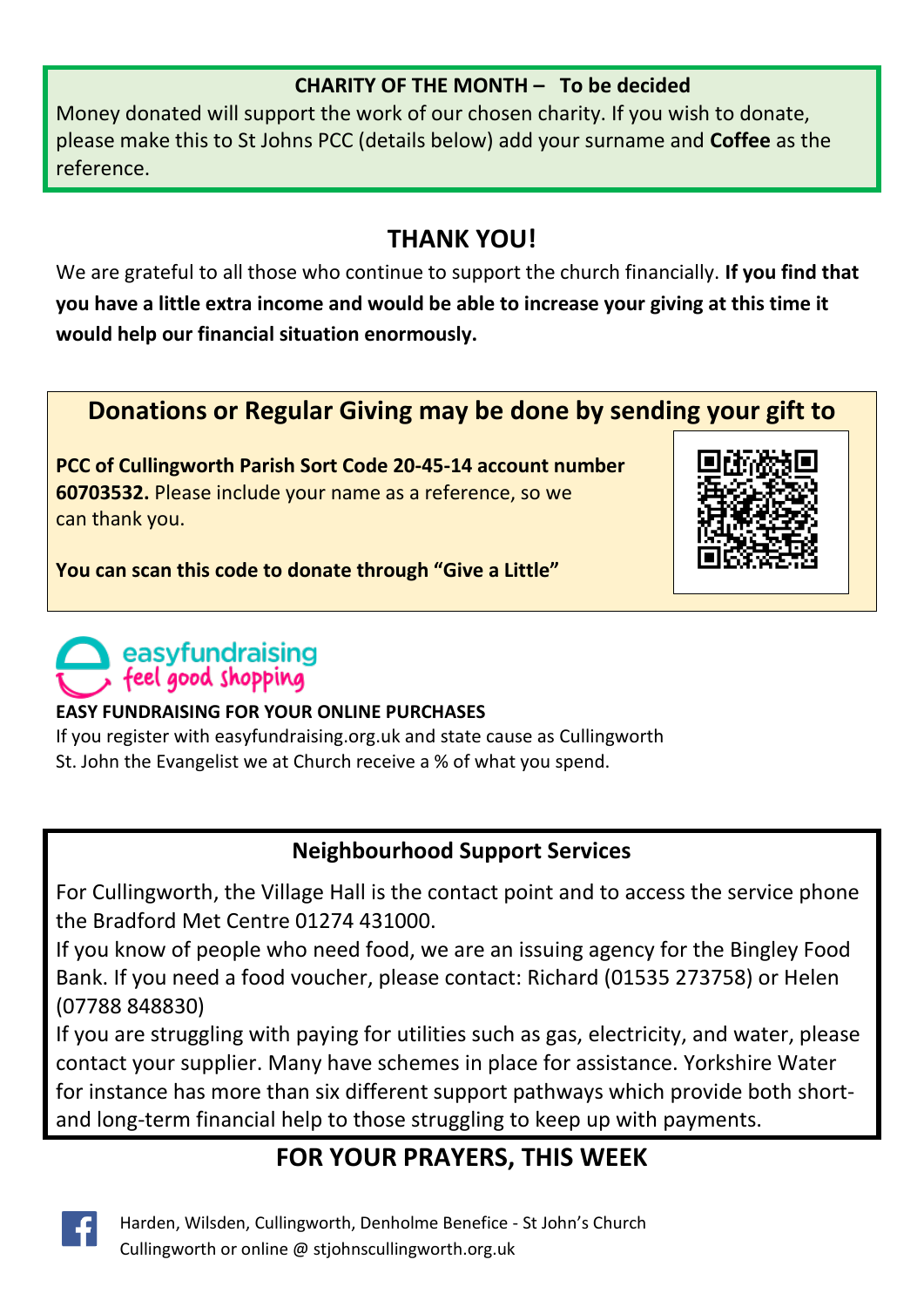**CHARITY OF THE MONTH – To be decided**

Money donated will support the work of our chosen charity. If you wish to donate, please make this to St Johns PCC (details below) add your surname and **Coffee** as the reference.

## THANK YOU!

We are grateful to all those who continue to support the church financially. **If you find that you have a little extra income and would be able to increase your giving at this time it would help our financial situation enormously.**

## Donations or Regular Giving may be done by sending your gift to

**PCC of Cullingworth Parish Sort Code 20-45-14 account number 60703532.** Please include your name as a reference, so we can thank you.

**You can scan this code to donate through "Give a Little"**

easyfundraising
feel good shopping

**EASY FUNDRAISING FOR YOUR ONLINE PURCHASES**

If you register with easyfundraising.org.uk and state cause as Cullingworth St. John the Evangelist we at Church receive a % of what you spend.

**Neighbourhood Support Services**

For Cullingworth, the Village Hall is the contact point and to access the service phone the Bradford Met Centre 01274 431000.

If you know of people who need food, we are an issuing agency for the Bingley Food Bank. If you need a food voucher, please contact: Richard (01535 273758) or Helen (07788 848830)

If you are struggling with paying for utilities such as gas, electricity, and water, please contact your supplier. Many have schemes in place for assistance. Yorkshire Water for instance has more than six different support pathways which provide both short- and long-term financial help to those struggling to keep up with payments.

## FOR YOUR PRAYERS, THIS WEEK

Harden, Wilsden, Cullingworth, Denholme Benefice - St John's Church Cullingworth or online @ stjohnscullingworth.org.uk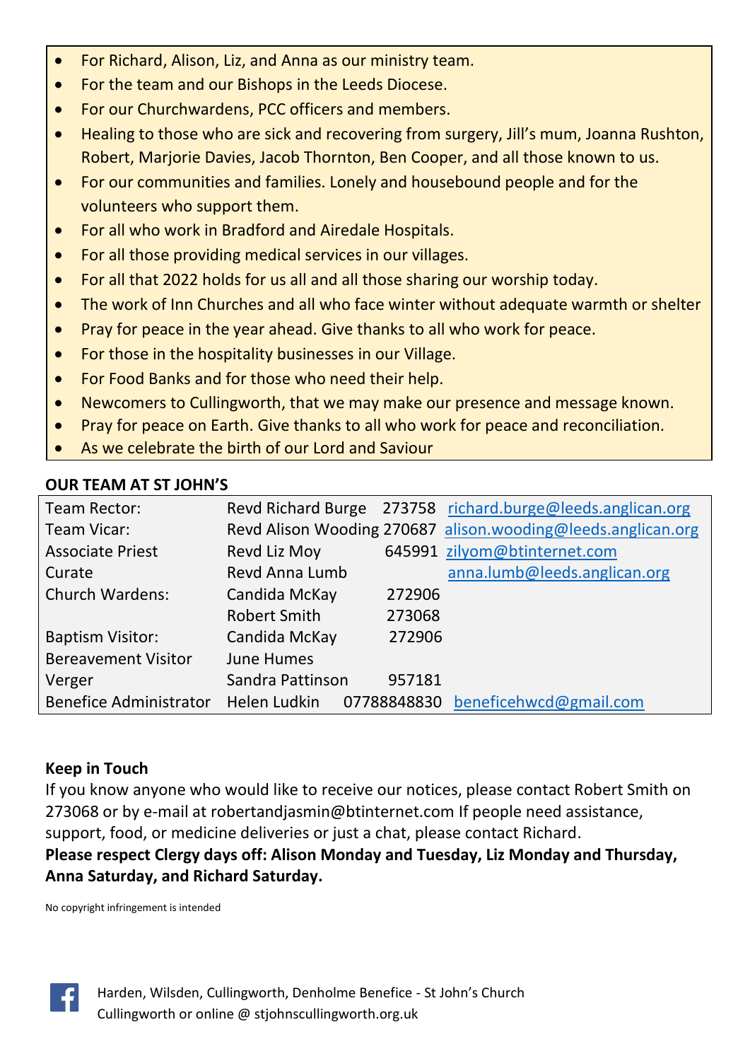- For Richard, Alison, Liz, and Anna as our ministry team.
- For the team and our Bishops in the Leeds Diocese.
- For our Churchwardens, PCC officers and members.
- Healing to those who are sick and recovering from surgery, Jill's mum, Joanna Rushton, Robert, Marjorie Davies, Jacob Thornton, Ben Cooper, and all those known to us.
- For our communities and families. Lonely and housebound people and for the volunteers who support them.
- For all who work in Bradford and Airedale Hospitals.
- For all those providing medical services in our villages.
- For all that 2022 holds for us all and all those sharing our worship today.
- The work of Inn Churches and all who face winter without adequate warmth or shelter
- Pray for peace in the year ahead. Give thanks to all who work for peace.
- For those in the hospitality businesses in our Village.
- For Food Banks and for those who need their help.
- Newcomers to Cullingworth, that we may make our presence and message known.
- Pray for peace on Earth. Give thanks to all who work for peace and reconciliation.
- As we celebrate the birth of our Lord and Saviour

**OUR TEAM AT ST JOHN'S**

| | | | |
|---|---|---|---|
| Team Rector: | Revd Richard Burge | 273758 | richard.burge@leeds.anglican.org |
| Team Vicar: | Revd Alison Wooding | 270687 | alison.wooding@leeds.anglican.org |
| Associate Priest | Revd Liz Moy | 645991 | zilyom@btinternet.com |
| Curate | Revd Anna Lumb | | anna.lumb@leeds.anglican.org |
| Church Wardens: | Candida McKay | 272906 | |
| | Robert Smith | 273068 | |
| Baptism Visitor: | Candida McKay | 272906 | |
| Bereavement Visitor | June Humes | | |
| Verger | Sandra Pattinson | 957181 | |
| Benefice Administrator | Helen Ludkin | 07788848830 | beneficehwcd@gmail.com |

**Keep in Touch**

If you know anyone who would like to receive our notices, please contact Robert Smith on 273068 or by e-mail at robertandjasmin@btinternet.com If people need assistance, support, food, or medicine deliveries or just a chat, please contact Richard.

**Please respect Clergy days off: Alison Monday and Tuesday, Liz Monday and Thursday, Anna Saturday, and Richard Saturday.**

No copyright infringement is intended

Harden, Wilsden, Cullingworth, Denholme Benefice - St John's Church Cullingworth or online @ stjohnscullingworth.org.uk